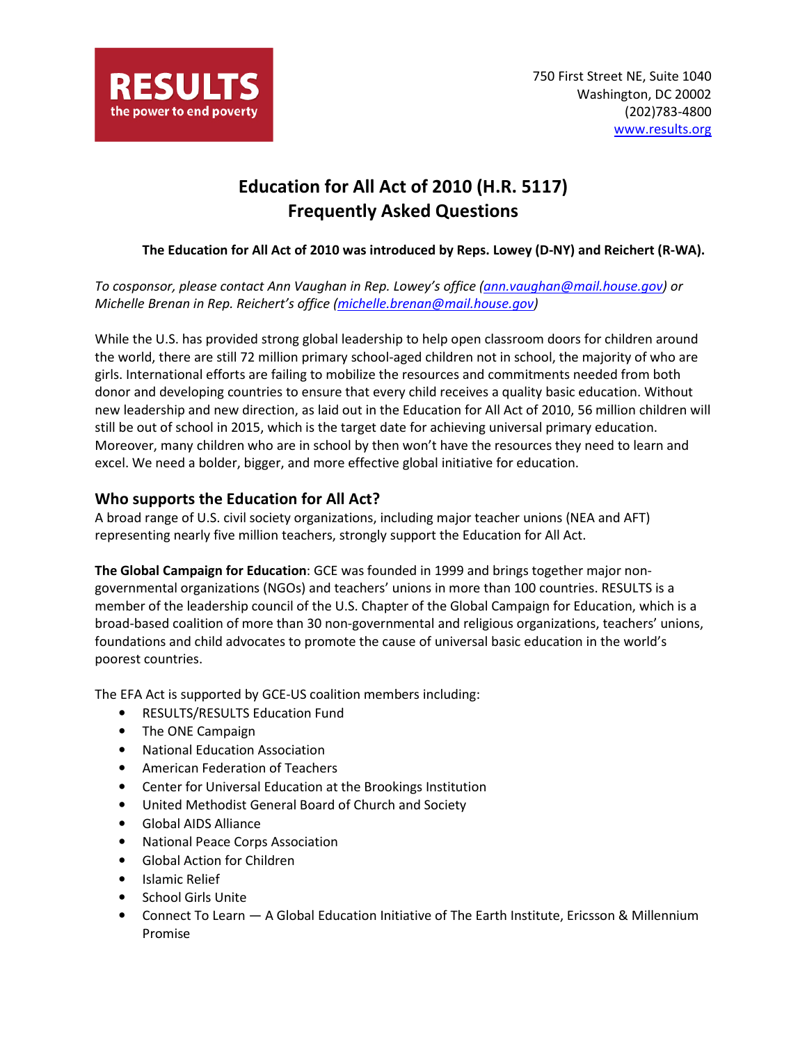RESULTS
the power to end poverty

750 First Street NE, Suite 1040
Washington, DC 20002
(202)783-4800
www.results.org

# Education for All Act of 2010 (H.R. 5117)
# Frequently Asked Questions

**The Education for All Act of 2010 was introduced by Reps. Lowey (D-NY) and Reichert (R-WA).**

*To cosponsor, please contact Ann Vaughan in Rep. Lowey's office (ann.vaughan@mail.house.gov) or Michelle Brenan in Rep. Reichert's office (michelle.brenan@mail.house.gov)*

While the U.S. has provided strong global leadership to help open classroom doors for children around the world, there are still 72 million primary school-aged children not in school, the majority of who are girls. International efforts are failing to mobilize the resources and commitments needed from both donor and developing countries to ensure that every child receives a quality basic education. Without new leadership and new direction, as laid out in the Education for All Act of 2010, 56 million children will still be out of school in 2015, which is the target date for achieving universal primary education. Moreover, many children who are in school by then won't have the resources they need to learn and excel. We need a bolder, bigger, and more effective global initiative for education.

## Who supports the Education for All Act?

A broad range of U.S. civil society organizations, including major teacher unions (NEA and AFT) representing nearly five million teachers, strongly support the Education for All Act.

**The Global Campaign for Education**: GCE was founded in 1999 and brings together major non-governmental organizations (NGOs) and teachers' unions in more than 100 countries. RESULTS is a member of the leadership council of the U.S. Chapter of the Global Campaign for Education, which is a broad-based coalition of more than 30 non-governmental and religious organizations, teachers' unions, foundations and child advocates to promote the cause of universal basic education in the world's poorest countries.

The EFA Act is supported by GCE-US coalition members including:

- RESULTS/RESULTS Education Fund
- The ONE Campaign
- National Education Association
- American Federation of Teachers
- Center for Universal Education at the Brookings Institution
- United Methodist General Board of Church and Society
- Global AIDS Alliance
- National Peace Corps Association
- Global Action for Children
- Islamic Relief
- School Girls Unite
- Connect To Learn — A Global Education Initiative of The Earth Institute, Ericsson & Millennium Promise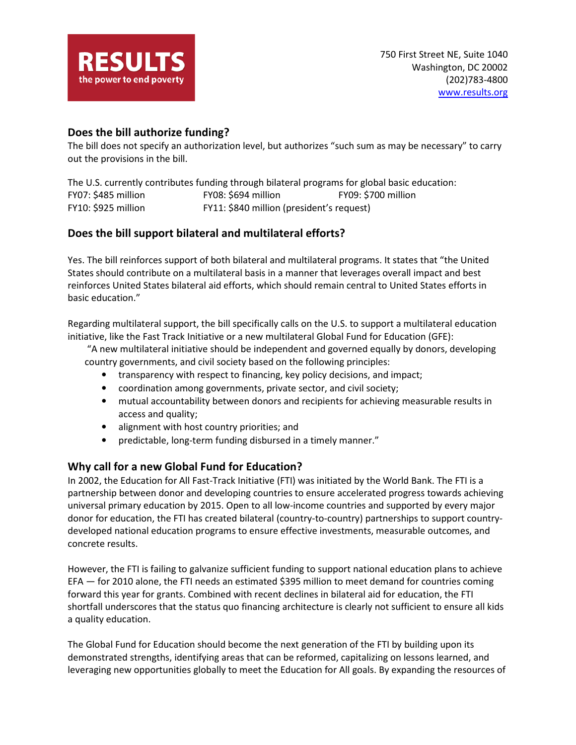## Does the bill authorize funding?

The bill does not specify an authorization level, but authorizes "such sum as may be necessary" to carry out the provisions in the bill.

The U.S. currently contributes funding through bilateral programs for global basic education:

FY07: $485 million  FY08: $694 million  FY09: $700 million

FY10: $925 million  FY11: $840 million (president's request)

## Does the bill support bilateral and multilateral efforts?

Yes. The bill reinforces support of both bilateral and multilateral programs. It states that "the United States should contribute on a multilateral basis in a manner that leverages overall impact and best reinforces United States bilateral aid efforts, which should remain central to United States efforts in basic education."

Regarding multilateral support, the bill specifically calls on the U.S. to support a multilateral education initiative, like the Fast Track Initiative or a new multilateral Global Fund for Education (GFE):

> "A new multilateral initiative should be independent and governed equally by donors, developing country governments, and civil society based on the following principles:
>
> - transparency with respect to financing, key policy decisions, and impact;
> - coordination among governments, private sector, and civil society;
> - mutual accountability between donors and recipients for achieving measurable results in access and quality;
> - alignment with host country priorities; and
> - predictable, long-term funding disbursed in a timely manner."

## Why call for a new Global Fund for Education?

In 2002, the Education for All Fast-Track Initiative (FTI) was initiated by the World Bank. The FTI is a partnership between donor and developing countries to ensure accelerated progress towards achieving universal primary education by 2015. Open to all low-income countries and supported by every major donor for education, the FTI has created bilateral (country-to-country) partnerships to support country-developed national education programs to ensure effective investments, measurable outcomes, and concrete results.

However, the FTI is failing to galvanize sufficient funding to support national education plans to achieve EFA — for 2010 alone, the FTI needs an estimated $395 million to meet demand for countries coming forward this year for grants. Combined with recent declines in bilateral aid for education, the FTI shortfall underscores that the status quo financing architecture is clearly not sufficient to ensure all kids a quality education.

The Global Fund for Education should become the next generation of the FTI by building upon its demonstrated strengths, identifying areas that can be reformed, capitalizing on lessons learned, and leveraging new opportunities globally to meet the Education for All goals. By expanding the resources of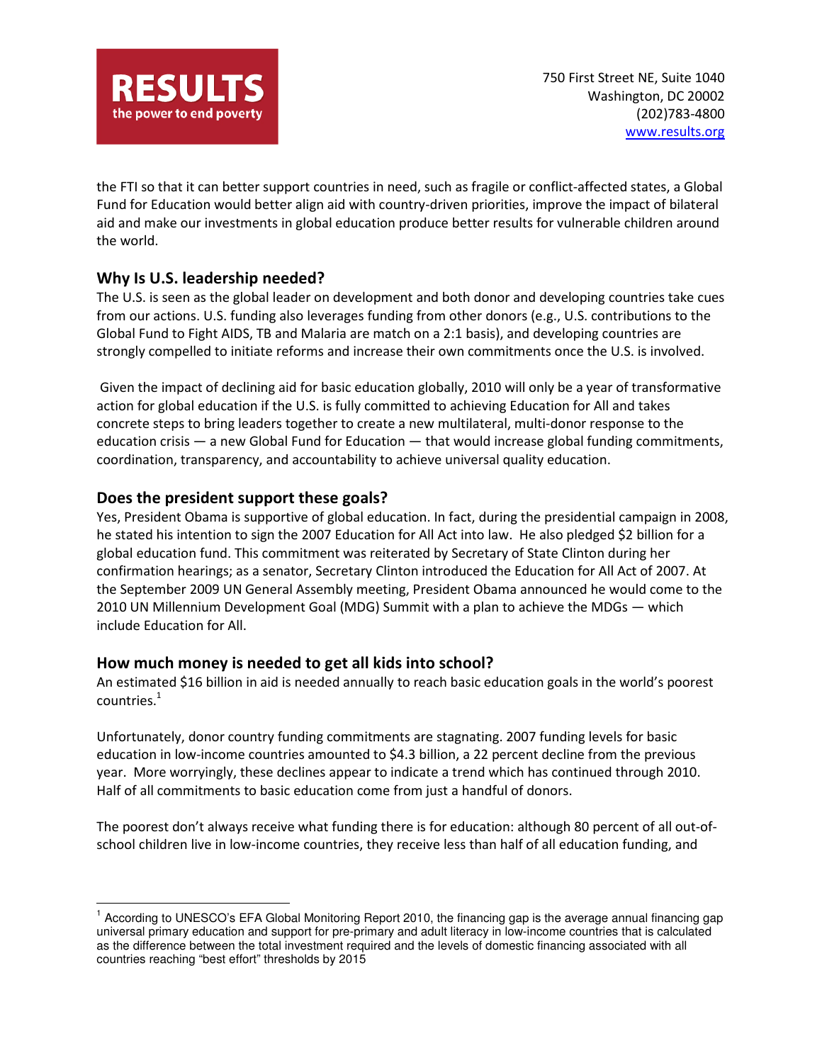the FTI so that it can better support countries in need, such as fragile or conflict-affected states, a Global Fund for Education would better align aid with country-driven priorities, improve the impact of bilateral aid and make our investments in global education produce better results for vulnerable children around the world.

## Why Is U.S. leadership needed?

The U.S. is seen as the global leader on development and both donor and developing countries take cues from our actions. U.S. funding also leverages funding from other donors (e.g., U.S. contributions to the Global Fund to Fight AIDS, TB and Malaria are match on a 2:1 basis), and developing countries are strongly compelled to initiate reforms and increase their own commitments once the U.S. is involved.

Given the impact of declining aid for basic education globally, 2010 will only be a year of transformative action for global education if the U.S. is fully committed to achieving Education for All and takes concrete steps to bring leaders together to create a new multilateral, multi-donor response to the education crisis — a new Global Fund for Education — that would increase global funding commitments, coordination, transparency, and accountability to achieve universal quality education.

## Does the president support these goals?

Yes, President Obama is supportive of global education. In fact, during the presidential campaign in 2008, he stated his intention to sign the 2007 Education for All Act into law. He also pledged $2 billion for a global education fund. This commitment was reiterated by Secretary of State Clinton during her confirmation hearings; as a senator, Secretary Clinton introduced the Education for All Act of 2007. At the September 2009 UN General Assembly meeting, President Obama announced he would come to the 2010 UN Millennium Development Goal (MDG) Summit with a plan to achieve the MDGs — which include Education for All.

## How much money is needed to get all kids into school?

An estimated $16 billion in aid is needed annually to reach basic education goals in the world's poorest countries.[1]

Unfortunately, donor country funding commitments are stagnating. 2007 funding levels for basic education in low-income countries amounted to $4.3 billion, a 22 percent decline from the previous year. More worryingly, these declines appear to indicate a trend which has continued through 2010. Half of all commitments to basic education come from just a handful of donors.

The poorest don't always receive what funding there is for education: although 80 percent of all out-of-school children live in low-income countries, they receive less than half of all education funding, and

---

[1] According to UNESCO's EFA Global Monitoring Report 2010, the financing gap is the average annual financing gap universal primary education and support for pre-primary and adult literacy in low-income countries that is calculated as the difference between the total investment required and the levels of domestic financing associated with all countries reaching "best effort" thresholds by 2015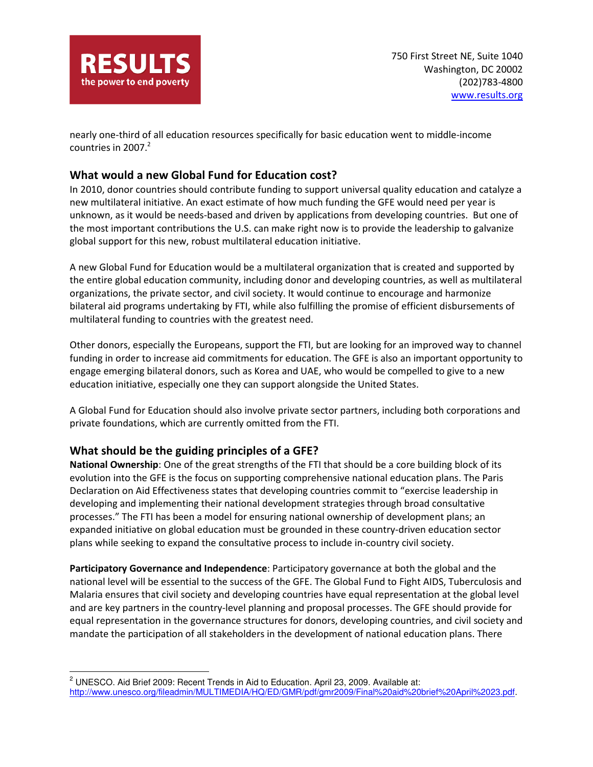nearly one-third of all education resources specifically for basic education went to middle-income countries in 2007.[2]

## What would a new Global Fund for Education cost?

In 2010, donor countries should contribute funding to support universal quality education and catalyze a new multilateral initiative. An exact estimate of how much funding the GFE would need per year is unknown, as it would be needs-based and driven by applications from developing countries. But one of the most important contributions the U.S. can make right now is to provide the leadership to galvanize global support for this new, robust multilateral education initiative.

A new Global Fund for Education would be a multilateral organization that is created and supported by the entire global education community, including donor and developing countries, as well as multilateral organizations, the private sector, and civil society. It would continue to encourage and harmonize bilateral aid programs undertaking by FTI, while also fulfilling the promise of efficient disbursements of multilateral funding to countries with the greatest need.

Other donors, especially the Europeans, support the FTI, but are looking for an improved way to channel funding in order to increase aid commitments for education. The GFE is also an important opportunity to engage emerging bilateral donors, such as Korea and UAE, who would be compelled to give to a new education initiative, especially one they can support alongside the United States.

A Global Fund for Education should also involve private sector partners, including both corporations and private foundations, which are currently omitted from the FTI.

## What should be the guiding principles of a GFE?

**National Ownership**: One of the great strengths of the FTI that should be a core building block of its evolution into the GFE is the focus on supporting comprehensive national education plans. The Paris Declaration on Aid Effectiveness states that developing countries commit to "exercise leadership in developing and implementing their national development strategies through broad consultative processes." The FTI has been a model for ensuring national ownership of development plans; an expanded initiative on global education must be grounded in these country-driven education sector plans while seeking to expand the consultative process to include in-country civil society.

**Participatory Governance and Independence**: Participatory governance at both the global and the national level will be essential to the success of the GFE. The Global Fund to Fight AIDS, Tuberculosis and Malaria ensures that civil society and developing countries have equal representation at the global level and are key partners in the country-level planning and proposal processes. The GFE should provide for equal representation in the governance structures for donors, developing countries, and civil society and mandate the participation of all stakeholders in the development of national education plans. There

---

[2] UNESCO. Aid Brief 2009: Recent Trends in Aid to Education. April 23, 2009. Available at: http://www.unesco.org/fileadmin/MULTIMEDIA/HQ/ED/GMR/pdf/gmr2009/Final%20aid%20brief%20April%2023.pdf.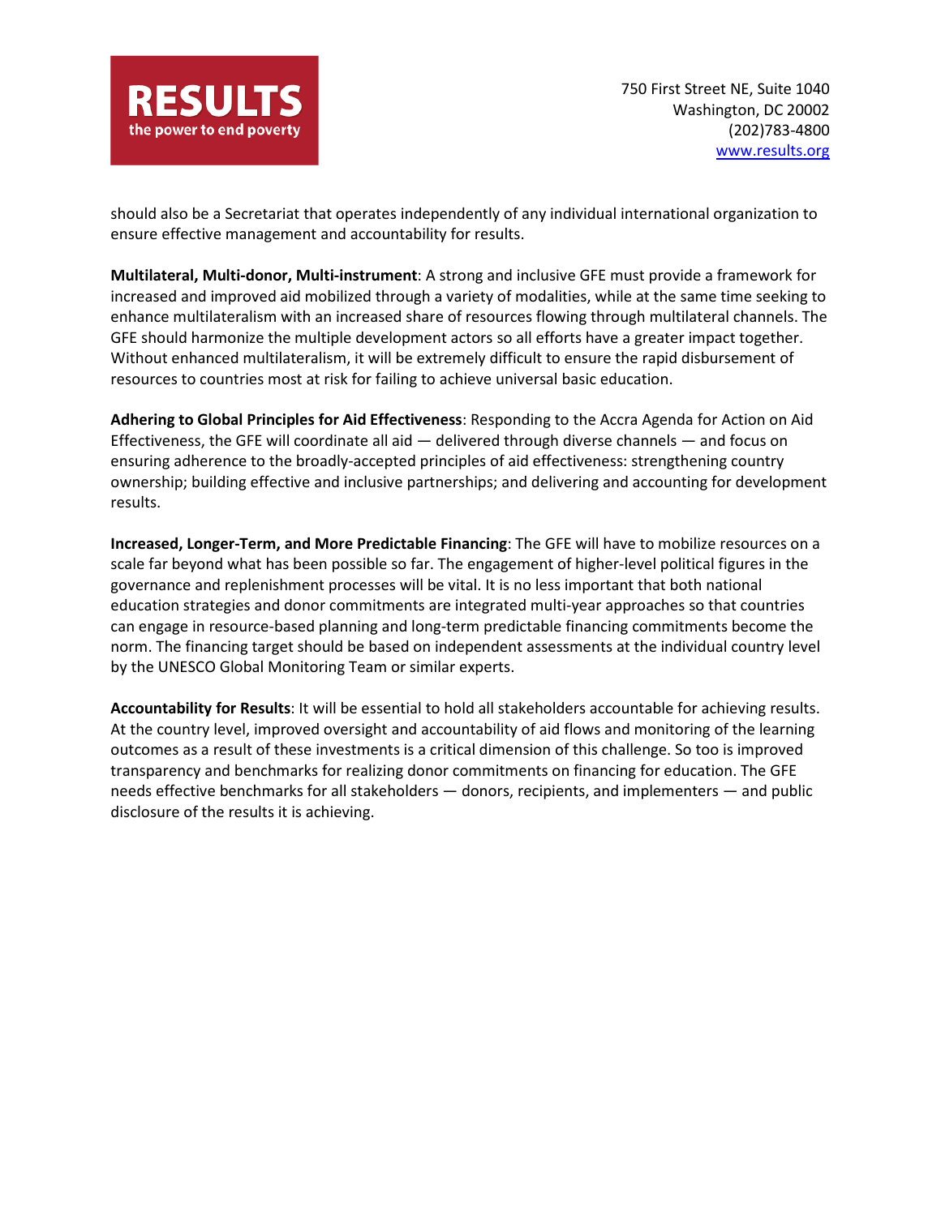should also be a Secretariat that operates independently of any individual international organization to ensure effective management and accountability for results.

**Multilateral, Multi-donor, Multi-instrument**: A strong and inclusive GFE must provide a framework for increased and improved aid mobilized through a variety of modalities, while at the same time seeking to enhance multilateralism with an increased share of resources flowing through multilateral channels. The GFE should harmonize the multiple development actors so all efforts have a greater impact together. Without enhanced multilateralism, it will be extremely difficult to ensure the rapid disbursement of resources to countries most at risk for failing to achieve universal basic education.

**Adhering to Global Principles for Aid Effectiveness**: Responding to the Accra Agenda for Action on Aid Effectiveness, the GFE will coordinate all aid — delivered through diverse channels — and focus on ensuring adherence to the broadly-accepted principles of aid effectiveness: strengthening country ownership; building effective and inclusive partnerships; and delivering and accounting for development results.

**Increased, Longer-Term, and More Predictable Financing**: The GFE will have to mobilize resources on a scale far beyond what has been possible so far. The engagement of higher-level political figures in the governance and replenishment processes will be vital. It is no less important that both national education strategies and donor commitments are integrated multi-year approaches so that countries can engage in resource-based planning and long-term predictable financing commitments become the norm. The financing target should be based on independent assessments at the individual country level by the UNESCO Global Monitoring Team or similar experts.

**Accountability for Results**: It will be essential to hold all stakeholders accountable for achieving results. At the country level, improved oversight and accountability of aid flows and monitoring of the learning outcomes as a result of these investments is a critical dimension of this challenge. So too is improved transparency and benchmarks for realizing donor commitments on financing for education. The GFE needs effective benchmarks for all stakeholders — donors, recipients, and implementers — and public disclosure of the results it is achieving.